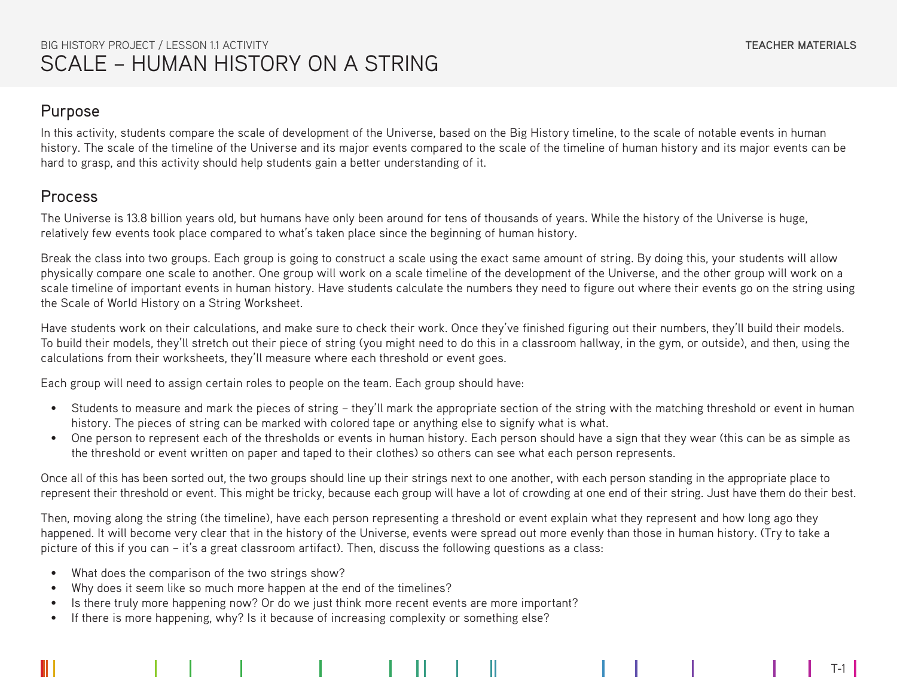BIG HISTORY PROJECT / LESSON 1.1 ACTIVITY

TEACHER MATERIALS

# SCALE – HUMAN HISTORY ON A STRING

## Purpose

In this activity, students compare the scale of development of the Universe, based on the Big History timeline, to the scale of notable events in human history. The scale of the timeline of the Universe and its major events compared to the scale of the timeline of human history and its major events can be hard to grasp, and this activity should help students gain a better understanding of it.

## Process

The Universe is 13.8 billion years old, but humans have only been around for tens of thousands of years. While the history of the Universe is huge, relatively few events took place compared to what's taken place since the beginning of human history.

Break the class into two groups. Each group is going to construct a scale using the exact same amount of string. By doing this, your students will allow physically compare one scale to another. One group will work on a scale timeline of the development of the Universe, and the other group will work on a scale timeline of important events in human history. Have students calculate the numbers they need to figure out where their events go on the string using the Scale of World History on a String Worksheet.

Have students work on their calculations, and make sure to check their work. Once they've finished figuring out their numbers, they'll build their models. To build their models, they'll stretch out their piece of string (you might need to do this in a classroom hallway, in the gym, or outside), and then, using the calculations from their worksheets, they'll measure where each threshold or event goes.

Each group will need to assign certain roles to people on the team. Each group should have:

- Students to measure and mark the pieces of string – they'll mark the appropriate section of the string with the matching threshold or event in human history. The pieces of string can be marked with colored tape or anything else to signify what is what.
- One person to represent each of the thresholds or events in human history. Each person should have a sign that they wear (this can be as simple as the threshold or event written on paper and taped to their clothes) so others can see what each person represents.

Once all of this has been sorted out, the two groups should line up their strings next to one another, with each person standing in the appropriate place to represent their threshold or event. This might be tricky, because each group will have a lot of crowding at one end of their string. Just have them do their best.

Then, moving along the string (the timeline), have each person representing a threshold or event explain what they represent and how long ago they happened. It will become very clear that in the history of the Universe, events were spread out more evenly than those in human history. (Try to take a picture of this if you can – it's a great classroom artifact). Then, discuss the following questions as a class:

- What does the comparison of the two strings show?
- Why does it seem like so much more happen at the end of the timelines?
- Is there truly more happening now? Or do we just think more recent events are more important?
- If there is more happening, why? Is it because of increasing complexity or something else?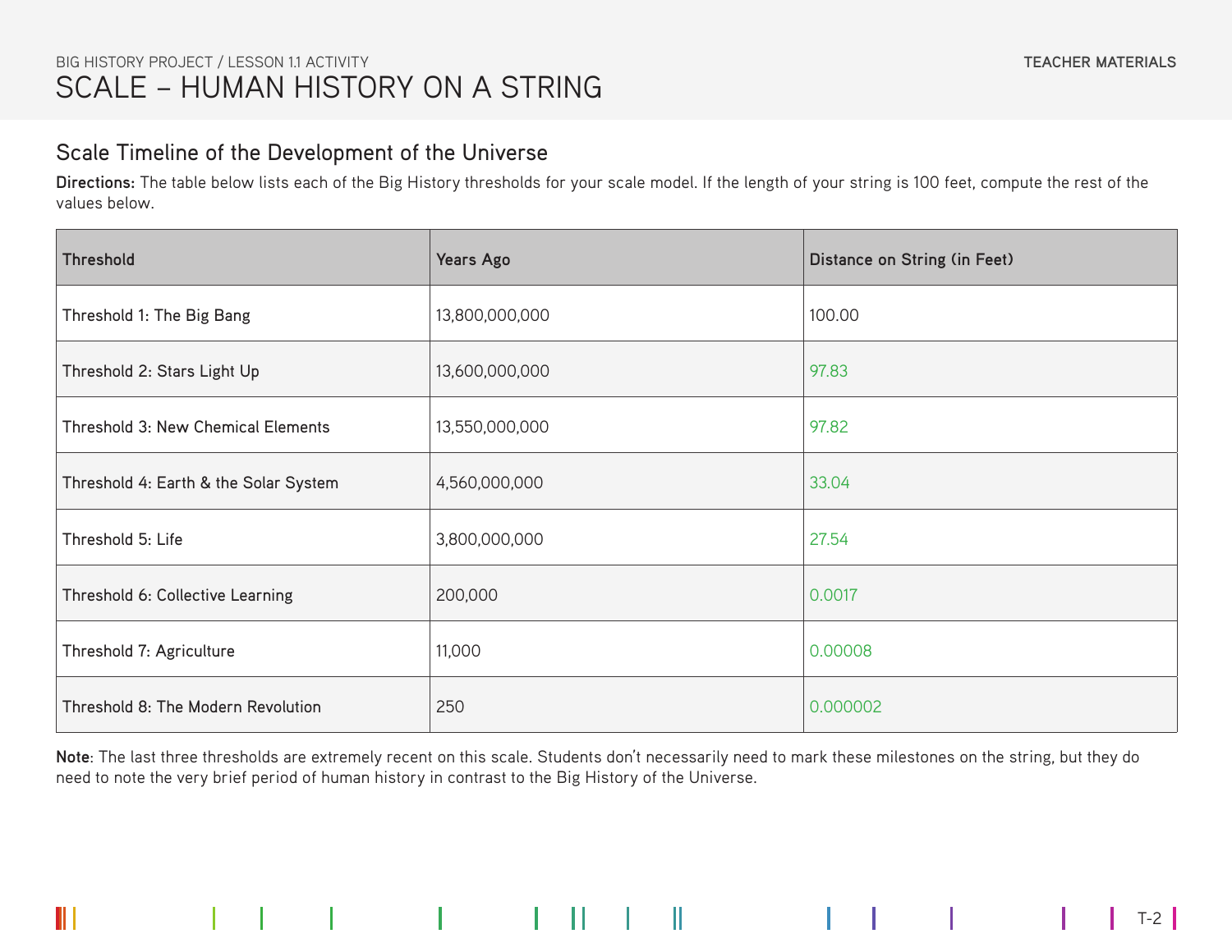BIG HISTORY PROJECT / LESSON 1.1 ACTIVITY

# SCALE – HUMAN HISTORY ON A STRING

TEACHER MATERIALS

## Scale Timeline of the Development of the Universe

**Directions:** The table below lists each of the Big History thresholds for your scale model. If the length of your string is 100 feet, compute the rest of the values below.

| Threshold | Years Ago | Distance on String (in Feet) |
|---|---|---|
| Threshold 1: The Big Bang | 13,800,000,000 | 100.00 |
| Threshold 2: Stars Light Up | 13,600,000,000 | 97.83 |
| Threshold 3: New Chemical Elements | 13,550,000,000 | 97.82 |
| Threshold 4: Earth & the Solar System | 4,560,000,000 | 33.04 |
| Threshold 5: Life | 3,800,000,000 | 27.54 |
| Threshold 6: Collective Learning | 200,000 | 0.0017 |
| Threshold 7: Agriculture | 11,000 | 0.00008 |
| Threshold 8: The Modern Revolution | 250 | 0.000002 |

**Note**: The last three thresholds are extremely recent on this scale. Students don't necessarily need to mark these milestones on the string, but they do need to note the very brief period of human history in contrast to the Big History of the Universe.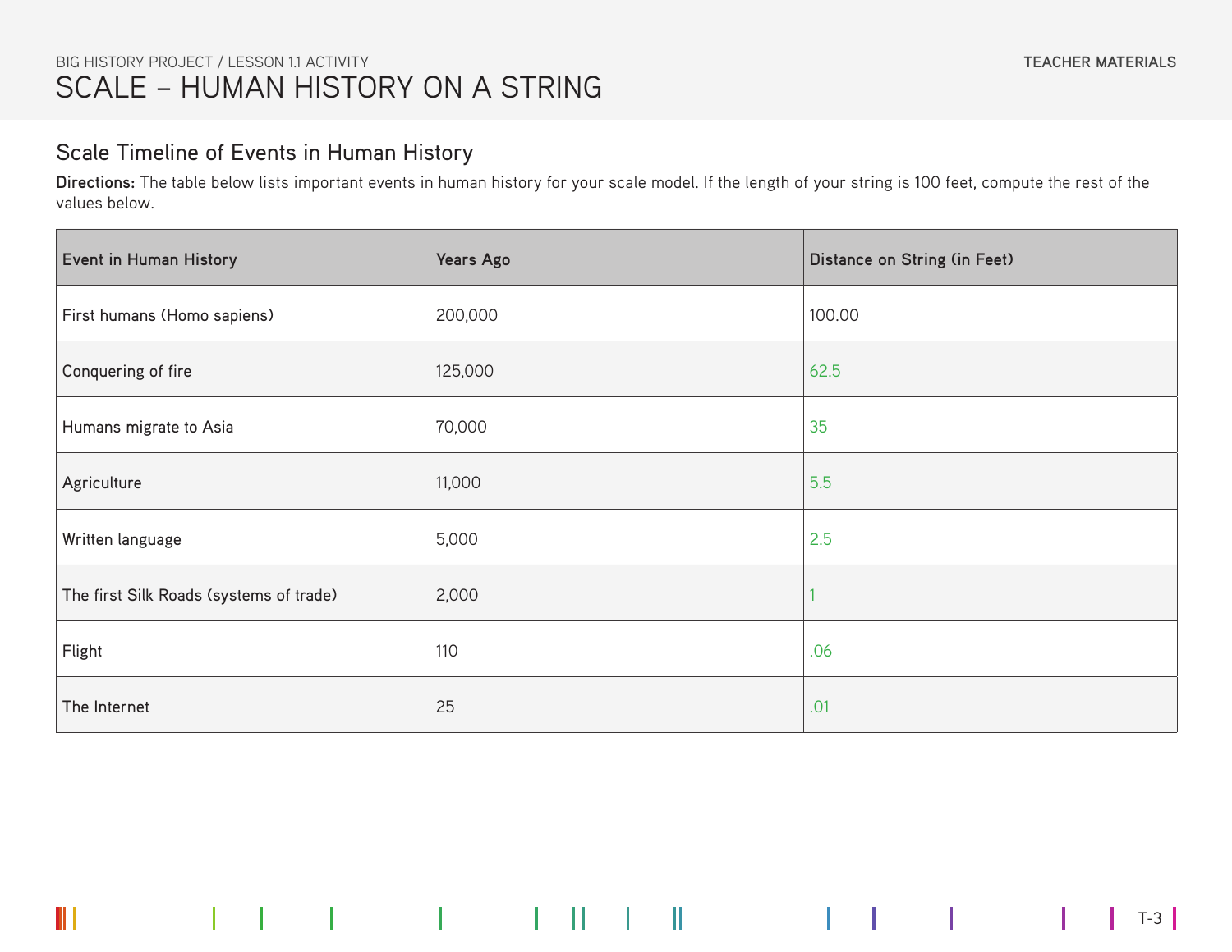BIG HISTORY PROJECT / LESSON 1.1 ACTIVITY

# SCALE – HUMAN HISTORY ON A STRING

TEACHER MATERIALS

## Scale Timeline of Events in Human History

**Directions:** The table below lists important events in human history for your scale model. If the length of your string is 100 feet, compute the rest of the values below.

| Event in Human History | Years Ago | Distance on String (in Feet) |
|---|---|---|
| First humans (Homo sapiens) | 200,000 | 100.00 |
| Conquering of fire | 125,000 | 62.5 |
| Humans migrate to Asia | 70,000 | 35 |
| Agriculture | 11,000 | 5.5 |
| Written language | 5,000 | 2.5 |
| The first Silk Roads (systems of trade) | 2,000 | 1 |
| Flight | 110 | .06 |
| The Internet | 25 | .01 |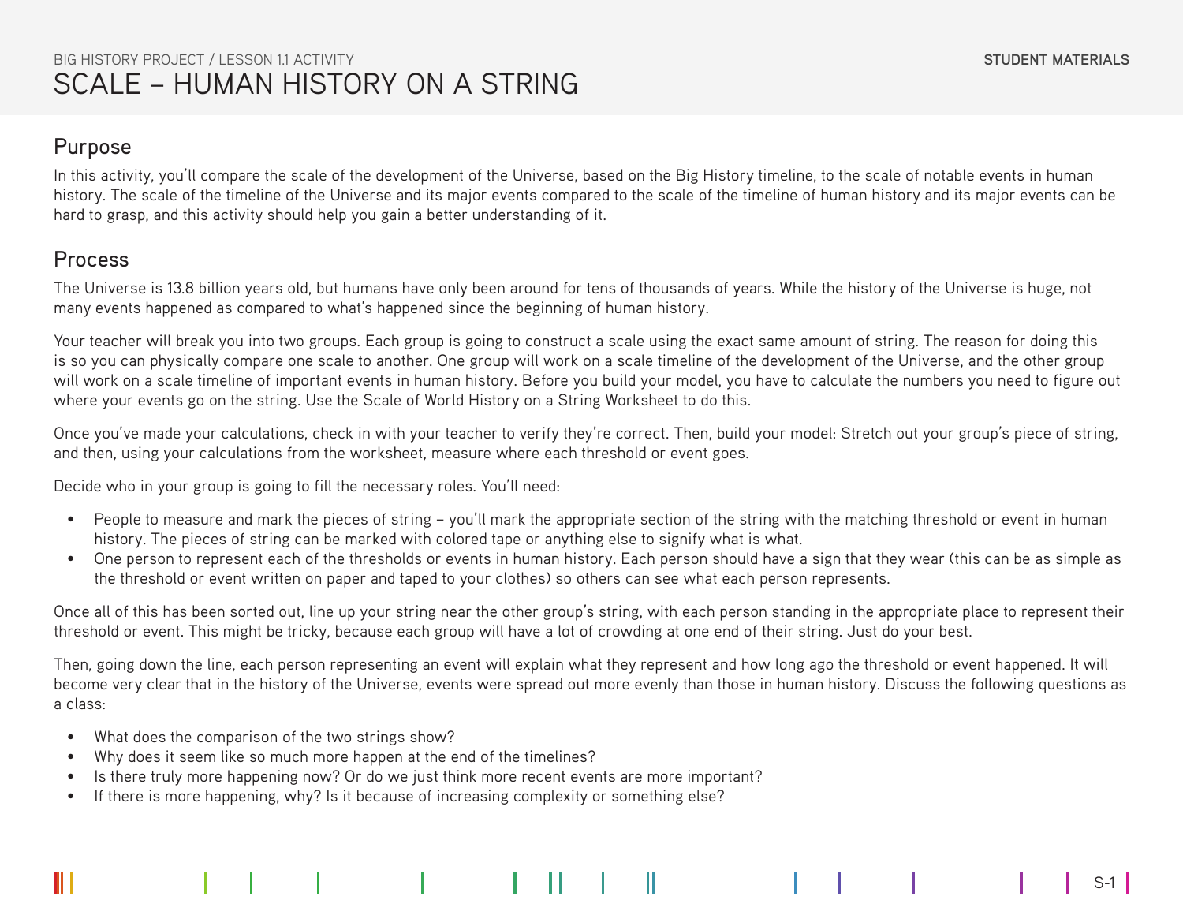BIG HISTORY PROJECT / LESSON 1.1 ACTIVITY

# SCALE – HUMAN HISTORY ON A STRING

STUDENT MATERIALS

## Purpose

In this activity, you'll compare the scale of the development of the Universe, based on the Big History timeline, to the scale of notable events in human history. The scale of the timeline of the Universe and its major events compared to the scale of the timeline of human history and its major events can be hard to grasp, and this activity should help you gain a better understanding of it.

## Process

The Universe is 13.8 billion years old, but humans have only been around for tens of thousands of years. While the history of the Universe is huge, not many events happened as compared to what's happened since the beginning of human history.

Your teacher will break you into two groups. Each group is going to construct a scale using the exact same amount of string. The reason for doing this is so you can physically compare one scale to another. One group will work on a scale timeline of the development of the Universe, and the other group will work on a scale timeline of important events in human history. Before you build your model, you have to calculate the numbers you need to figure out where your events go on the string. Use the Scale of World History on a String Worksheet to do this.

Once you've made your calculations, check in with your teacher to verify they're correct. Then, build your model: Stretch out your group's piece of string, and then, using your calculations from the worksheet, measure where each threshold or event goes.

Decide who in your group is going to fill the necessary roles. You'll need:

- People to measure and mark the pieces of string – you'll mark the appropriate section of the string with the matching threshold or event in human history. The pieces of string can be marked with colored tape or anything else to signify what is what.
- One person to represent each of the thresholds or events in human history. Each person should have a sign that they wear (this can be as simple as the threshold or event written on paper and taped to your clothes) so others can see what each person represents.

Once all of this has been sorted out, line up your string near the other group's string, with each person standing in the appropriate place to represent their threshold or event. This might be tricky, because each group will have a lot of crowding at one end of their string. Just do your best.

Then, going down the line, each person representing an event will explain what they represent and how long ago the threshold or event happened. It will become very clear that in the history of the Universe, events were spread out more evenly than those in human history. Discuss the following questions as a class:

- What does the comparison of the two strings show?
- Why does it seem like so much more happen at the end of the timelines?
- Is there truly more happening now? Or do we just think more recent events are more important?
- If there is more happening, why? Is it because of increasing complexity or something else?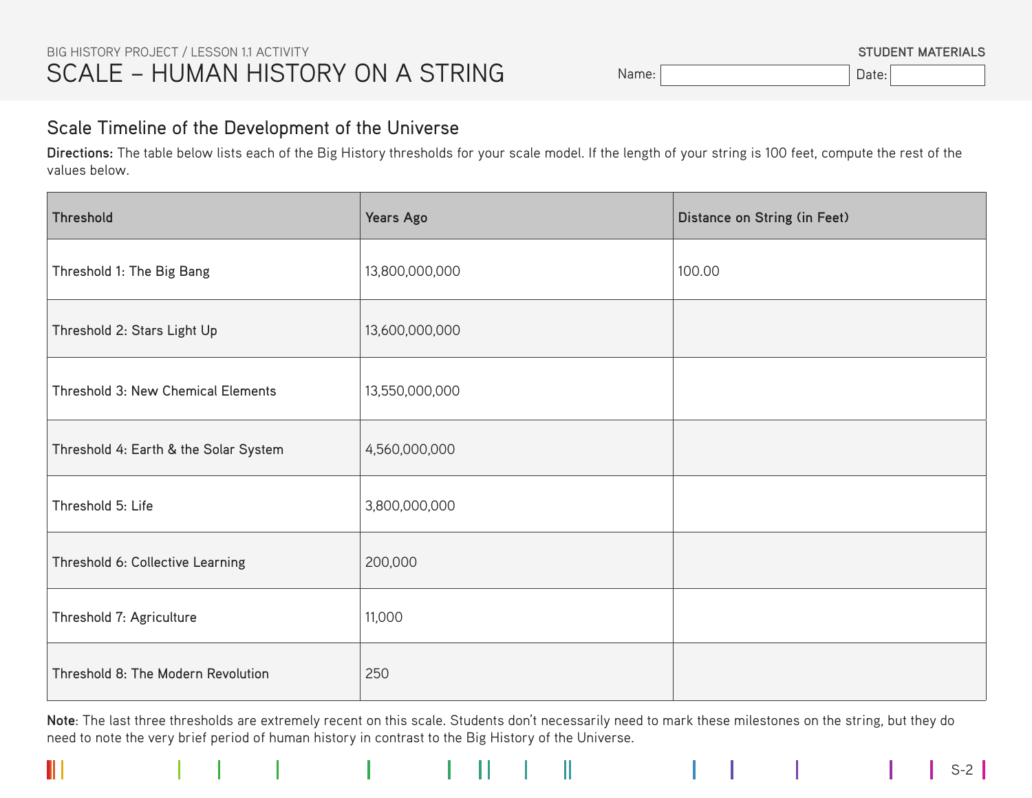BIG HISTORY PROJECT / LESSON 1.1 ACTIVITY

# SCALE – HUMAN HISTORY ON A STRING

**STUDENT MATERIALS**

Name: ____________ Date: ____________

## Scale Timeline of the Development of the Universe

**Directions:** The table below lists each of the Big History thresholds for your scale model. If the length of your string is 100 feet, compute the rest of the values below.

| Threshold | Years Ago | Distance on String (in Feet) |
| --- | --- | --- |
| Threshold 1: The Big Bang | 13,800,000,000 | 100.00 |
| Threshold 2: Stars Light Up | 13,600,000,000 | |
| Threshold 3: New Chemical Elements | 13,550,000,000 | |
| Threshold 4: Earth & the Solar System | 4,560,000,000 | |
| Threshold 5: Life | 3,800,000,000 | |
| Threshold 6: Collective Learning | 200,000 | |
| Threshold 7: Agriculture | 11,000 | |
| Threshold 8: The Modern Revolution | 250 | |

**Note**: The last three thresholds are extremely recent on this scale. Students don't necessarily need to mark these milestones on the string, but they do need to note the very brief period of human history in contrast to the Big History of the Universe.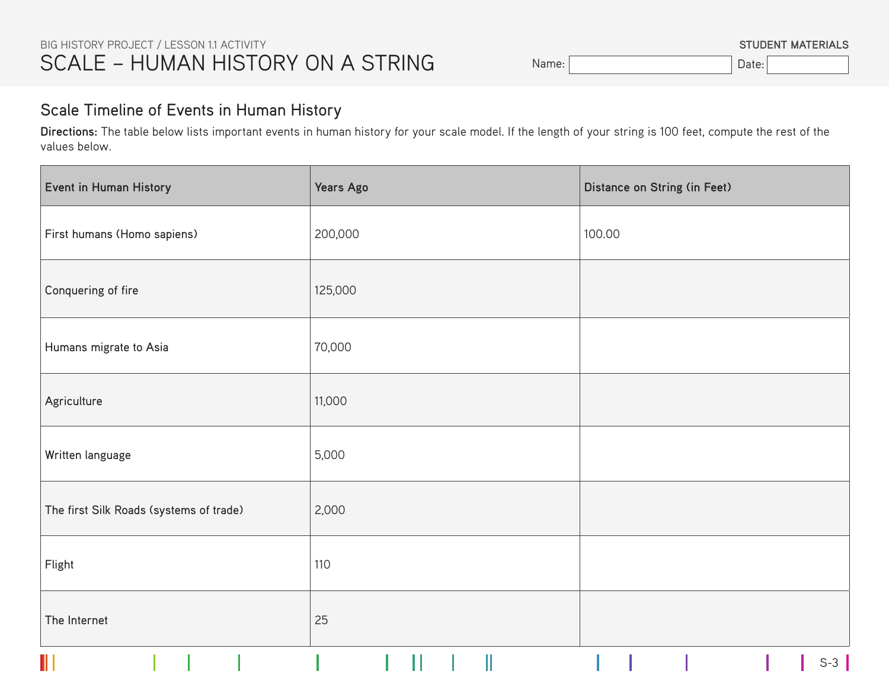BIG HISTORY PROJECT / LESSON 1.1 ACTIVITY

# SCALE – HUMAN HISTORY ON A STRING

STUDENT MATERIALS

Name: Date:

## Scale Timeline of Events in Human History

**Directions:** The table below lists important events in human history for your scale model. If the length of your string is 100 feet, compute the rest of the values below.

| Event in Human History | Years Ago | Distance on String (in Feet) |
|---|---|---|
| First humans (Homo sapiens) | 200,000 | 100.00 |
| Conquering of fire | 125,000 | |
| Humans migrate to Asia | 70,000 | |
| Agriculture | 11,000 | |
| Written language | 5,000 | |
| The first Silk Roads (systems of trade) | 2,000 | |
| Flight | 110 | |
| The Internet | 25 | |